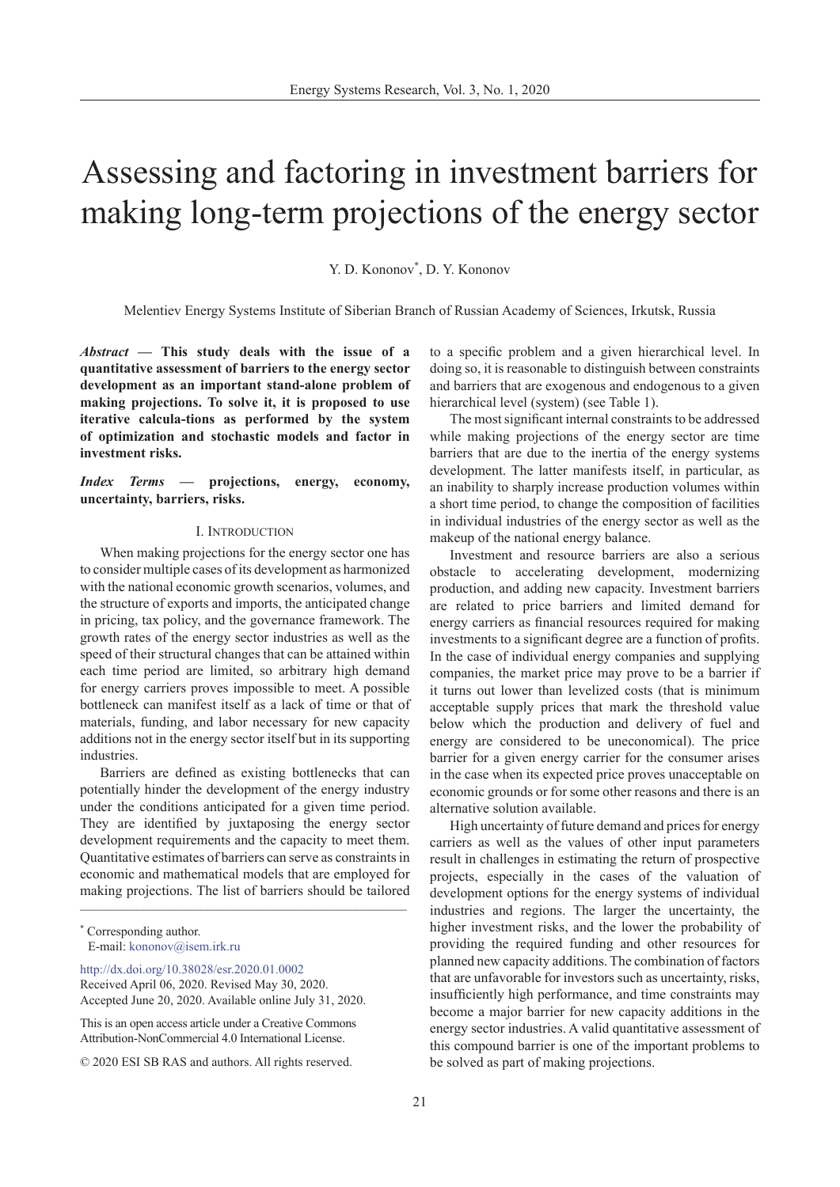# Assessing and factoring in investment barriers for making long-term projections of the energy sector

Y. D. Kononov*, D. Y. Kononov

Melentiev Energy Systems Institute of Siberian Branch of Russian Academy of Sciences, Irkutsk, Russia

***Abstract* — This study deals with the issue of a quantitative assessment of barriers to the energy sector development as an important stand-alone problem of making projections. To solve it, it is proposed to use iterative calcula-tions as performed by the system of optimization and stochastic models and factor in investment risks.**

***Index Terms* — projections, energy, economy, uncertainty, barriers, risks.**

## I. Introduction

When making projections for the energy sector one has to consider multiple cases of its development as harmonized with the national economic growth scenarios, volumes, and the structure of exports and imports, the anticipated change in pricing, tax policy, and the governance framework. The growth rates of the energy sector industries as well as the speed of their structural changes that can be attained within each time period are limited, so arbitrary high demand for energy carriers proves impossible to meet. A possible bottleneck can manifest itself as a lack of time or that of materials, funding, and labor necessary for new capacity additions not in the energy sector itself but in its supporting industries.

Barriers are defined as existing bottlenecks that can potentially hinder the development of the energy industry under the conditions anticipated for a given time period. They are identified by juxtaposing the energy sector development requirements and the capacity to meet them. Quantitative estimates of barriers can serve as constraints in economic and mathematical models that are employed for making projections. The list of barriers should be tailored to a specific problem and a given hierarchical level. In doing so, it is reasonable to distinguish between constraints and barriers that are exogenous and endogenous to a given hierarchical level (system) (see Table 1).

The most significant internal constraints to be addressed while making projections of the energy sector are time barriers that are due to the inertia of the energy systems development. The latter manifests itself, in particular, as an inability to sharply increase production volumes within a short time period, to change the composition of facilities in individual industries of the energy sector as well as the makeup of the national energy balance.

Investment and resource barriers are also a serious obstacle to accelerating development, modernizing production, and adding new capacity. Investment barriers are related to price barriers and limited demand for energy carriers as financial resources required for making investments to a significant degree are a function of profits. In the case of individual energy companies and supplying companies, the market price may prove to be a barrier if it turns out lower than levelized costs (that is minimum acceptable supply prices that mark the threshold value below which the production and delivery of fuel and energy are considered to be uneconomical). The price barrier for a given energy carrier for the consumer arises in the case when its expected price proves unacceptable on economic grounds or for some other reasons and there is an alternative solution available.

High uncertainty of future demand and prices for energy carriers as well as the values of other input parameters result in challenges in estimating the return of prospective projects, especially in the cases of the valuation of development options for the energy systems of individual industries and regions. The larger the uncertainty, the higher investment risks, and the lower the probability of providing the required funding and other resources for planned new capacity additions. The combination of factors that are unfavorable for investors such as uncertainty, risks, insufficiently high performance, and time constraints may become a major barrier for new capacity additions in the energy sector industries. A valid quantitative assessment of this compound barrier is one of the important problems to be solved as part of making projections.

---

* Corresponding author.
E-mail: kononov@isem.irk.ru

http://dx.doi.org/10.38028/esr.2020.01.0002
Received April 06, 2020. Revised May 30, 2020.
Accepted June 20, 2020. Available online July 31, 2020.

This is an open access article under a Creative Commons Attribution-NonCommercial 4.0 International License.

© 2020 ESI SB RAS and authors. All rights reserved.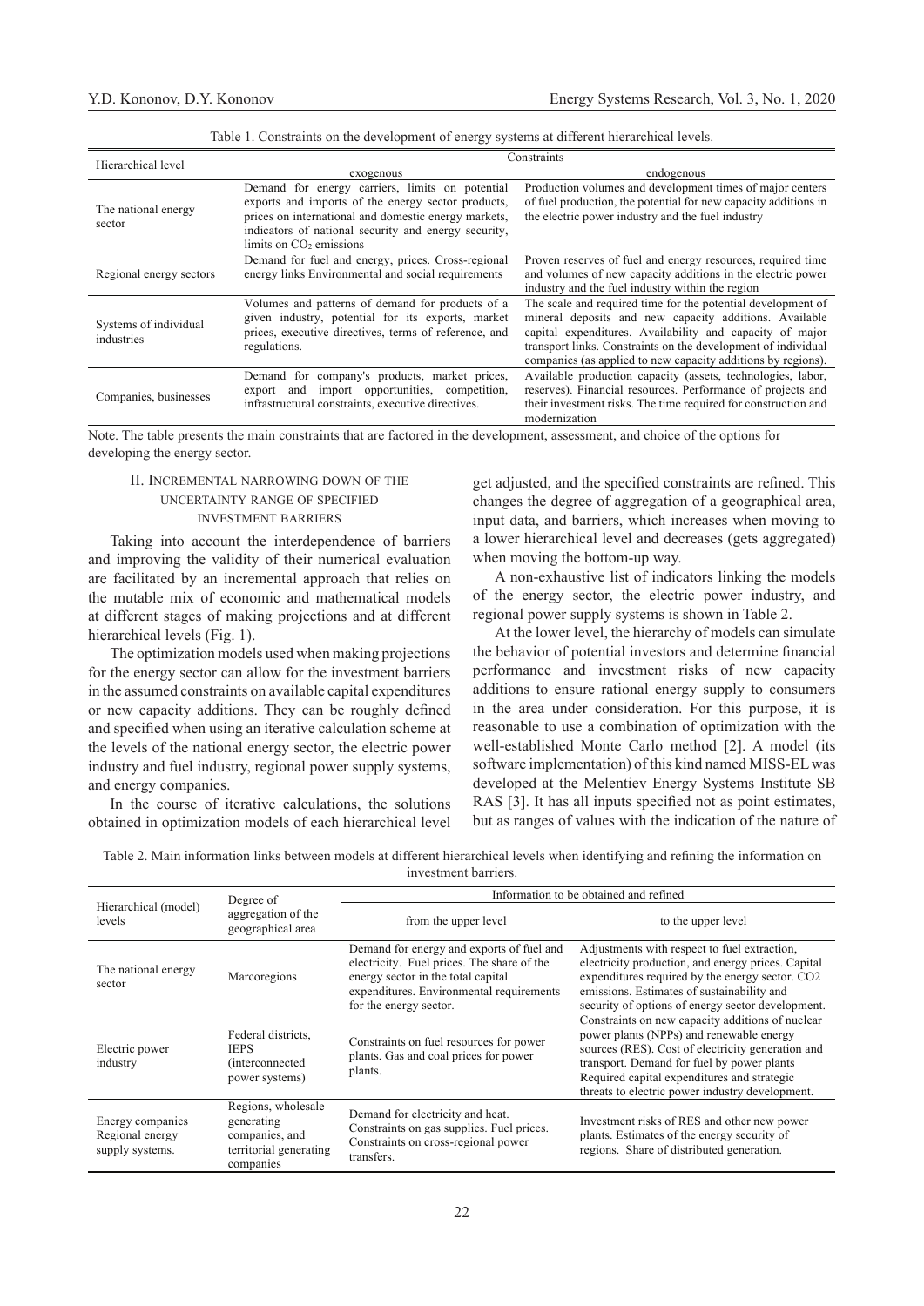Table 1. Constraints on the development of energy systems at different hierarchical levels.

| Hierarchical level | Constraints | |
|---|---|---|
| | exogenous | endogenous |
| The national energy sector | Demand for energy carriers, limits on potential exports and imports of the energy sector products, prices on international and domestic energy markets, indicators of national security and energy security, limits on $CO_2$ emissions | Production volumes and development times of major centers of fuel production, the potential for new capacity additions in the electric power industry and the fuel industry |
| Regional energy sectors | Demand for fuel and energy, prices. Cross-regional energy links Environmental and social requirements | Proven reserves of fuel and energy resources, required time and volumes of new capacity additions in the electric power industry and the fuel industry within the region |
| Systems of individual industries | Volumes and patterns of demand for products of a given industry, potential for its exports, market prices, executive directives, terms of reference, and regulations. | The scale and required time for the potential development of mineral deposits and new capacity additions. Available capital expenditures. Availability and capacity of major transport links. Constraints on the development of individual companies (as applied to new capacity additions by regions). |
| Companies, businesses | Demand for company's products, market prices, export and import opportunities, competition, infrastructural constraints, executive directives. | Available production capacity (assets, technologies, labor, reserves). Financial resources. Performance of projects and their investment risks. The time required for construction and modernization |

Note. The table presents the main constraints that are factored in the development, assessment, and choice of the options for developing the energy sector.

## II. Incremental narrowing down of the uncertainty range of specified investment barriers

Taking into account the interdependence of barriers and improving the validity of their numerical evaluation are facilitated by an incremental approach that relies on the mutable mix of economic and mathematical models at different stages of making projections and at different hierarchical levels (Fig. 1).

The optimization models used when making projections for the energy sector can allow for the investment barriers in the assumed constraints on available capital expenditures or new capacity additions. They can be roughly defined and specified when using an iterative calculation scheme at the levels of the national energy sector, the electric power industry and fuel industry, regional power supply systems, and energy companies.

In the course of iterative calculations, the solutions obtained in optimization models of each hierarchical level get adjusted, and the specified constraints are refined. This changes the degree of aggregation of a geographical area, input data, and barriers, which increases when moving to a lower hierarchical level and decreases (gets aggregated) when moving the bottom-up way.

A non-exhaustive list of indicators linking the models of the energy sector, the electric power industry, and regional power supply systems is shown in Table 2.

At the lower level, the hierarchy of models can simulate the behavior of potential investors and determine financial performance and investment risks of new capacity additions to ensure rational energy supply to consumers in the area under consideration. For this purpose, it is reasonable to use a combination of optimization with the well-established Monte Carlo method [2]. A model (its software implementation) of this kind named MISS-EL was developed at the Melentiev Energy Systems Institute SB RAS [3]. It has all inputs specified not as point estimates, but as ranges of values with the indication of the nature of

Table 2. Main information links between models at different hierarchical levels when identifying and refining the information on investment barriers.

| Hierarchical (model) levels | Degree of aggregation of the geographical area | Information to be obtained and refined | |
|---|---|---|---|
| | | from the upper level | to the upper level |
| The national energy sector | Marcoregions | Demand for energy and exports of fuel and electricity. Fuel prices. The share of the energy sector in the total capital expenditures. Environmental requirements for the energy sector. | Adjustments with respect to fuel extraction, electricity production, and energy prices. Capital expenditures required by the energy sector. CO2 emissions. Estimates of sustainability and security of options of energy sector development. |
| Electric power industry | Federal districts, IEPS (interconnected power systems) | Constraints on fuel resources for power plants. Gas and coal prices for power plants. | Constraints on new capacity additions of nuclear power plants (NPPs) and renewable energy sources (RES). Cost of electricity generation and transport. Demand for fuel by power plants Required capital expenditures and strategic threats to electric power industry development. |
| Energy companies Regional energy supply systems. | Regions, wholesale generating companies, and territorial generating companies | Demand for electricity and heat. Constraints on gas supplies. Fuel prices. Constraints on cross-regional power transfers. | Investment risks of RES and other new power plants. Estimates of the energy security of regions. Share of distributed generation. |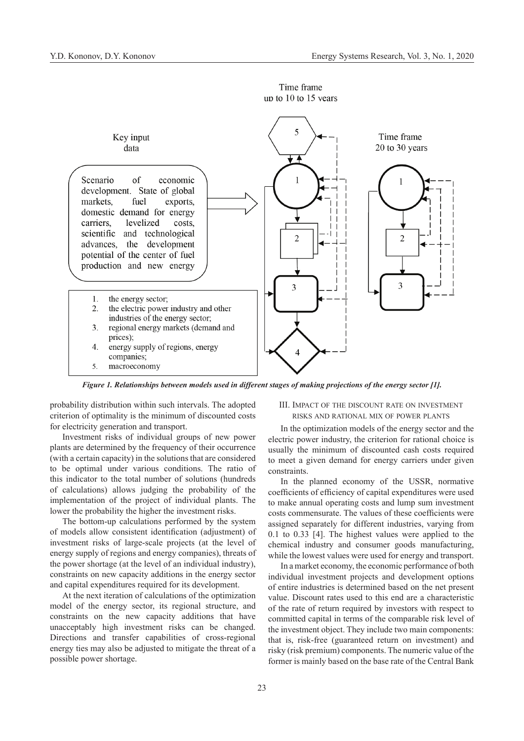Time frame up to 10 to 15 years

Key input data

Scenario of economic development. State of global markets, fuel exports, domestic demand for energy carriers, levelized costs, scientific and technological advances, the development potential of the center of fuel production and new energy

Time frame 20 to 30 years

1. the energy sector;
2. the electric power industry and other industries of the energy sector;
3. regional energy markets (demand and prices);
4. energy supply of regions, energy companies;
5. macroeconomy

***Figure 1. Relationships between models used in different stages of making projections of the energy sector [1].***

probability distribution within such intervals. The adopted criterion of optimality is the minimum of discounted costs for electricity generation and transport.

Investment risks of individual groups of new power plants are determined by the frequency of their occurrence (with a certain capacity) in the solutions that are considered to be optimal under various conditions. The ratio of this indicator to the total number of solutions (hundreds of calculations) allows judging the probability of the implementation of the project of individual plants. The lower the probability the higher the investment risks.

The bottom-up calculations performed by the system of models allow consistent identification (adjustment) of investment risks of large-scale projects (at the level of energy supply of regions and energy companies), threats of the power shortage (at the level of an individual industry), constraints on new capacity additions in the energy sector and capital expenditures required for its development.

At the next iteration of calculations of the optimization model of the energy sector, its regional structure, and constraints on the new capacity additions that have unacceptably high investment risks can be changed. Directions and transfer capabilities of cross-regional energy ties may also be adjusted to mitigate the threat of a possible power shortage.

## III. Impact of the discount rate on investment risks and rational mix of power plants

In the optimization models of the energy sector and the electric power industry, the criterion for rational choice is usually the minimum of discounted cash costs required to meet a given demand for energy carriers under given constraints.

In the planned economy of the USSR, normative coefficients of efficiency of capital expenditures were used to make annual operating costs and lump sum investment costs commensurate. The values of these coefficients were assigned separately for different industries, varying from 0.1 to 0.33 [4]. The highest values were applied to the chemical industry and consumer goods manufacturing, while the lowest values were used for energy and transport.

In a market economy, the economic performance of both individual investment projects and development options of entire industries is determined based on the net present value. Discount rates used to this end are a characteristic of the rate of return required by investors with respect to committed capital in terms of the comparable risk level of the investment object. They include two main components: that is, risk-free (guaranteed return on investment) and risky (risk premium) components. The numeric value of the former is mainly based on the base rate of the Central Bank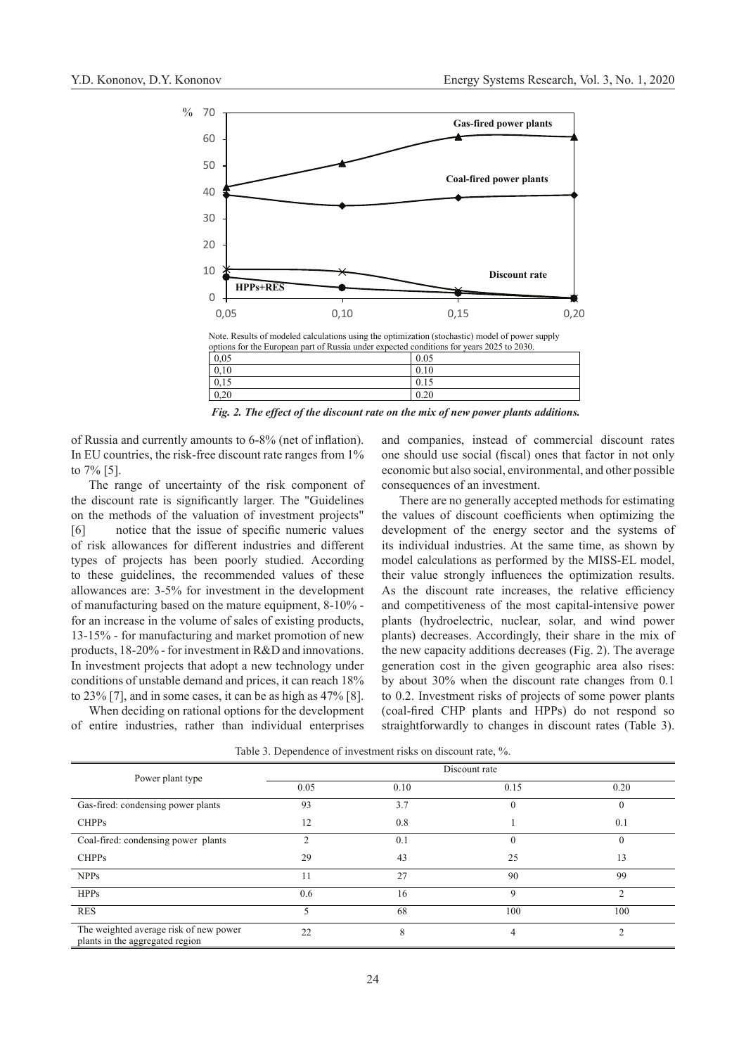Note. Results of modeled calculations using the optimization (stochastic) model of power supply options for the European part of Russia under expected conditions for years 2025 to 2030.

| | |
|---|---|
| 0,05 | 0.05 |
| 0,10 | 0.10 |
| 0,15 | 0.15 |
| 0,20 | 0.20 |

***Fig. 2. The effect of the discount rate on the mix of new power plants additions.***

of Russia and currently amounts to 6-8% (net of inflation). In EU countries, the risk-free discount rate ranges from 1% to 7% [5].

The range of uncertainty of the risk component of the discount rate is significantly larger. The "Guidelines on the methods of the valuation of investment projects" [6] notice that the issue of specific numeric values of risk allowances for different industries and different types of projects has been poorly studied. According to these guidelines, the recommended values of these allowances are: 3-5% for investment in the development of manufacturing based on the mature equipment, 8-10% - for an increase in the volume of sales of existing products, 13-15% - for manufacturing and market promotion of new products, 18-20% - for investment in R&D and innovations. In investment projects that adopt a new technology under conditions of unstable demand and prices, it can reach 18% to 23% [7], and in some cases, it can be as high as 47% [8].

When deciding on rational options for the development of entire industries, rather than individual enterprises and companies, instead of commercial discount rates one should use social (fiscal) ones that factor in not only economic but also social, environmental, and other possible consequences of an investment.

There are no generally accepted methods for estimating the values of discount coefficients when optimizing the development of the energy sector and the systems of its individual industries. At the same time, as shown by model calculations as performed by the MISS-EL model, their value strongly influences the optimization results. As the discount rate increases, the relative efficiency and competitiveness of the most capital-intensive power plants (hydroelectric, nuclear, solar, and wind power plants) decreases. Accordingly, their share in the mix of the new capacity additions decreases (Fig. 2). The average generation cost in the given geographic area also rises: by about 30% when the discount rate changes from 0.1 to 0.2. Investment risks of projects of some power plants (coal-fired CHP plants and HPPs) do not respond so straightforwardly to changes in discount rates (Table 3).

Table 3. Dependence of investment risks on discount rate, %.

| Power plant type | Discount rate | | | |
|---|---|---|---|---|
| | 0.05 | 0.10 | 0.15 | 0.20 |
| Gas-fired: condensing power plants | 93 | 3.7 | 0 | 0 |
| CHPPs | 12 | 0.8 | 1 | 0.1 |
| Coal-fired: condensing power plants | 2 | 0.1 | 0 | 0 |
| CHPPs | 29 | 43 | 25 | 13 |
| NPPs | 11 | 27 | 90 | 99 |
| HPPs | 0.6 | 16 | 9 | 2 |
| RES | 5 | 68 | 100 | 100 |
| The weighted average risk of new power plants in the aggregated region | 22 | 8 | 4 | 2 |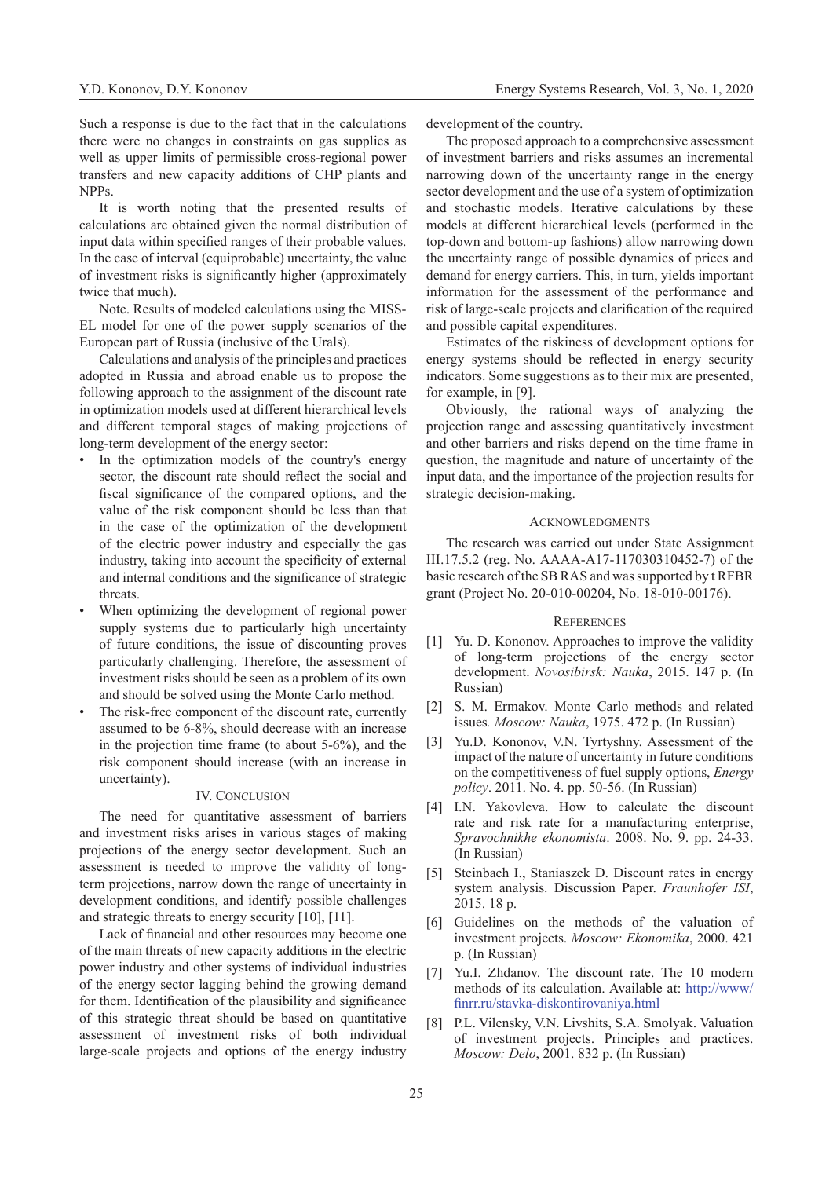Such a response is due to the fact that in the calculations there were no changes in constraints on gas supplies as well as upper limits of permissible cross-regional power transfers and new capacity additions of CHP plants and NPPs.

It is worth noting that the presented results of calculations are obtained given the normal distribution of input data within specified ranges of their probable values. In the case of interval (equiprobable) uncertainty, the value of investment risks is significantly higher (approximately twice that much).

Note. Results of modeled calculations using the MISS-EL model for one of the power supply scenarios of the European part of Russia (inclusive of the Urals).

Calculations and analysis of the principles and practices adopted in Russia and abroad enable us to propose the following approach to the assignment of the discount rate in optimization models used at different hierarchical levels and different temporal stages of making projections of long-term development of the energy sector:

- In the optimization models of the country's energy sector, the discount rate should reflect the social and fiscal significance of the compared options, and the value of the risk component should be less than that in the case of the optimization of the development of the electric power industry and especially the gas industry, taking into account the specificity of external and internal conditions and the significance of strategic threats.
- When optimizing the development of regional power supply systems due to particularly high uncertainty of future conditions, the issue of discounting proves particularly challenging. Therefore, the assessment of investment risks should be seen as a problem of its own and should be solved using the Monte Carlo method.
- The risk-free component of the discount rate, currently assumed to be 6-8%, should decrease with an increase in the projection time frame (to about 5-6%), and the risk component should increase (with an increase in uncertainty).

## IV. Conclusion

The need for quantitative assessment of barriers and investment risks arises in various stages of making projections of the energy sector development. Such an assessment is needed to improve the validity of long-term projections, narrow down the range of uncertainty in development conditions, and identify possible challenges and strategic threats to energy security [10], [11].

Lack of financial and other resources may become one of the main threats of new capacity additions in the electric power industry and other systems of individual industries of the energy sector lagging behind the growing demand for them. Identification of the plausibility and significance of this strategic threat should be based on quantitative assessment of investment risks of both individual large-scale projects and options of the energy industry development of the country.

The proposed approach to a comprehensive assessment of investment barriers and risks assumes an incremental narrowing down of the uncertainty range in the energy sector development and the use of a system of optimization and stochastic models. Iterative calculations by these models at different hierarchical levels (performed in the top-down and bottom-up fashions) allow narrowing down the uncertainty range of possible dynamics of prices and demand for energy carriers. This, in turn, yields important information for the assessment of the performance and risk of large-scale projects and clarification of the required and possible capital expenditures.

Estimates of the riskiness of development options for energy systems should be reflected in energy security indicators. Some suggestions as to their mix are presented, for example, in [9].

Obviously, the rational ways of analyzing the projection range and assessing quantitatively investment and other barriers and risks depend on the time frame in question, the magnitude and nature of uncertainty of the input data, and the importance of the projection results for strategic decision-making.

## Acknowledgments

The research was carried out under State Assignment III.17.5.2 (reg. No. AAAA-A17-117030310452-7) of the basic research of the SB RAS and was supported by t RFBR grant (Project No. 20-010-00204, No. 18-010-00176).

## References

[1] Yu. D. Kononov. Approaches to improve the validity of long-term projections of the energy sector development. *Novosibirsk: Nauka*, 2015. 147 p. (In Russian)

[2] S. M. Ermakov. Monte Carlo methods and related issues*. Moscow: Nauka*, 1975. 472 p. (In Russian)

[3] Yu.D. Kononov, V.N. Tyrtyshny. Assessment of the impact of the nature of uncertainty in future conditions on the competitiveness of fuel supply options, *Energy policy*. 2011. No. 4. pp. 50-56. (In Russian)

[4] I.N. Yakovleva. How to calculate the discount rate and risk rate for a manufacturing enterprise, *Spravochnikhe ekonomista*. 2008. No. 9. pp. 24-33. (In Russian)

[5] Steinbach I., Staniaszek D. Discount rates in energy system analysis. Discussion Paper. *Fraunhofer ISI*, 2015. 18 p.

[6] Guidelines on the methods of the valuation of investment projects. *Moscow: Ekonomika*, 2000. 421 p. (In Russian)

[7] Yu.I. Zhdanov. The discount rate. The 10 modern methods of its calculation. Available at: http://www/finrr.ru/stavka-diskontirovaniya.html

[8] P.L. Vilensky, V.N. Livshits, S.A. Smolyak. Valuation of investment projects. Principles and practices. *Moscow: Delo*, 2001. 832 p. (In Russian)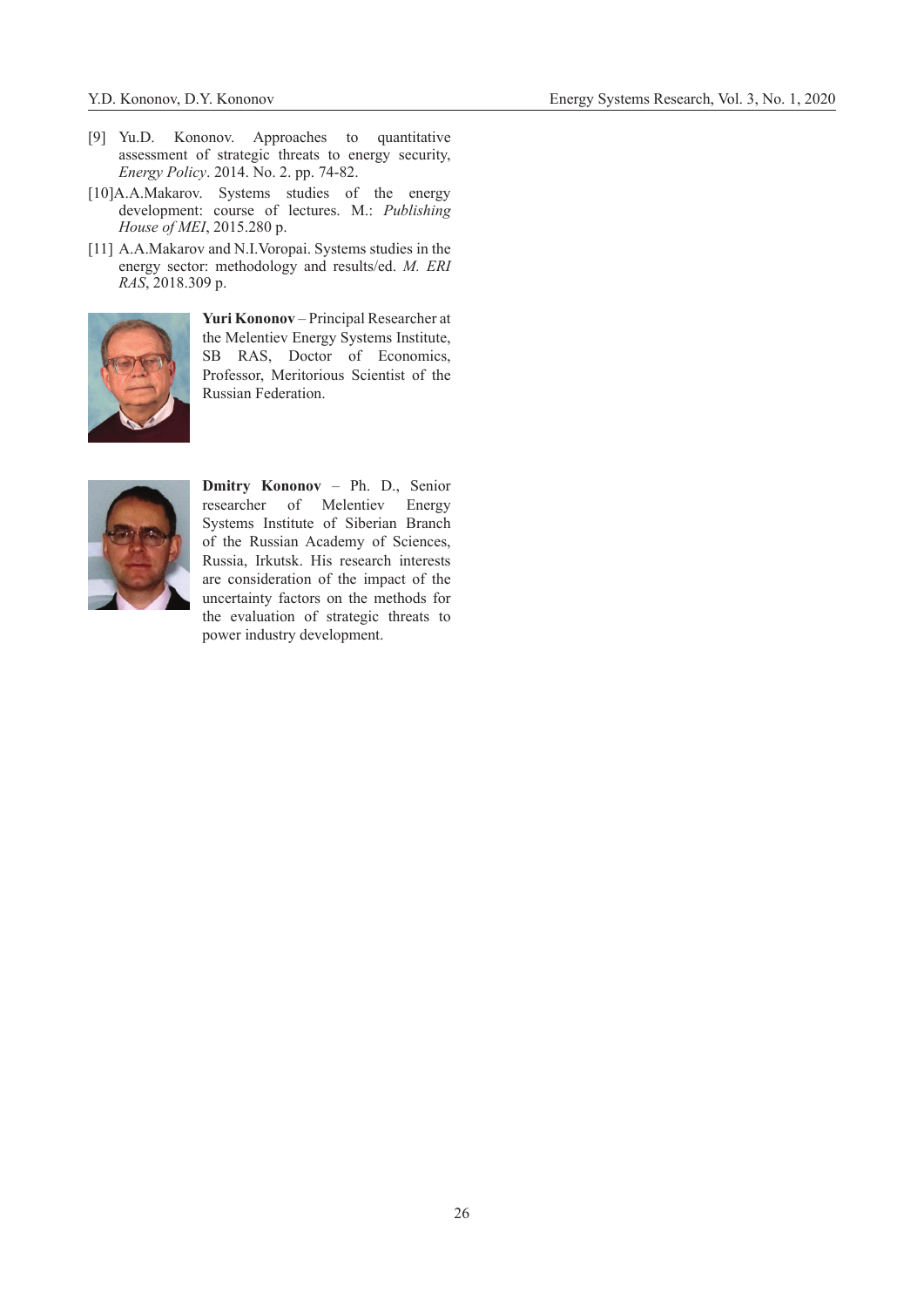[9] Yu.D. Kononov. Approaches to quantitative assessment of strategic threats to energy security, *Energy Policy*. 2014. No. 2. pp. 74-82.

[10]A.A.Makarov. Systems studies of the energy development: course of lectures. M.: *Publishing House of MEI*, 2015.280 p.

[11] A.A.Makarov and N.I.Voropai. Systems studies in the energy sector: methodology and results/ed. *M. ERI RAS*, 2018.309 p.

**Yuri Kononov** – Principal Researcher at the Melentiev Energy Systems Institute, SB RAS, Doctor of Economics, Professor, Meritorious Scientist of the Russian Federation.

**Dmitry Kononov** – Ph. D., Senior researcher of Melentiev Energy Systems Institute of Siberian Branch of the Russian Academy of Sciences, Russia, Irkutsk. His research interests are consideration of the impact of the uncertainty factors on the methods for the evaluation of strategic threats to power industry development.